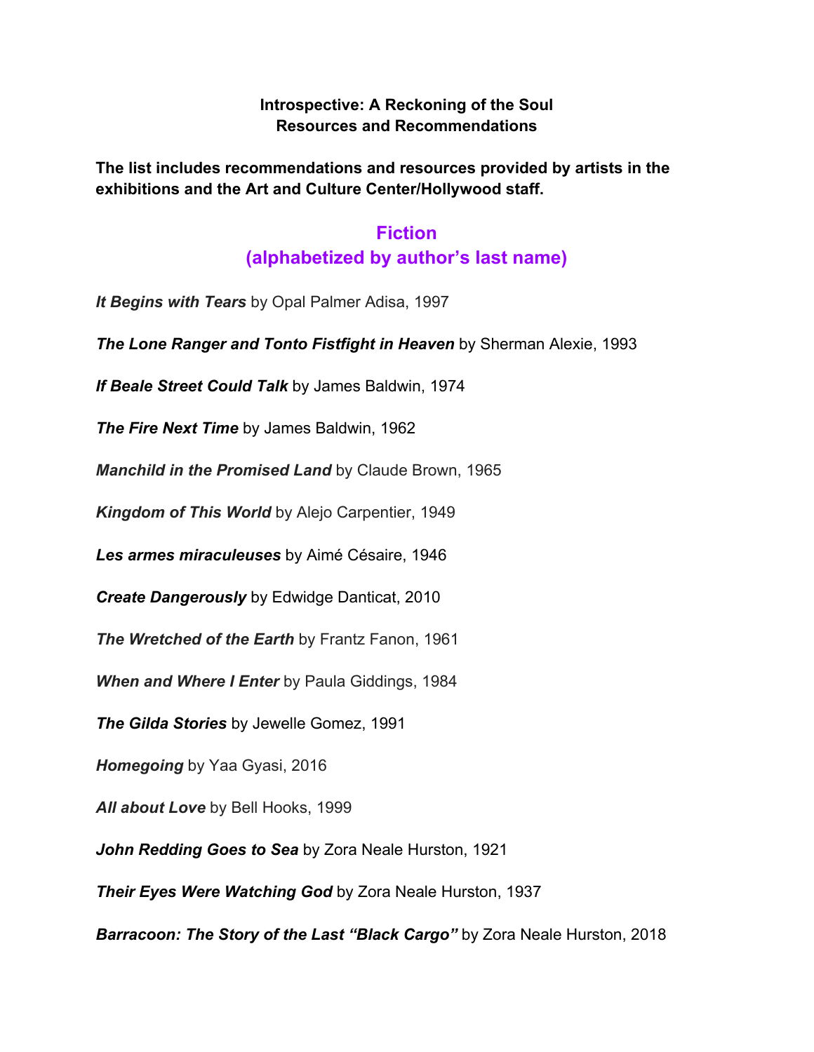**Introspective: A Reckoning of the Soul**
**Resources and Recommendations**

**The list includes recommendations and resources provided by artists in the exhibitions and the Art and Culture Center/Hollywood staff.**

## Fiction
## (alphabetized by author's last name)

***It Begins with Tears*** by Opal Palmer Adisa, 1997

***The Lone Ranger and Tonto Fistfight in Heaven*** by Sherman Alexie, 1993

***If Beale Street Could Talk*** by James Baldwin, 1974

***The Fire Next Time*** by James Baldwin, 1962

***Manchild in the Promised Land*** by Claude Brown, 1965

***Kingdom of This World*** by Alejo Carpentier, 1949

***Les armes miraculeuses*** by Aimé Césaire, 1946

***Create Dangerously*** by Edwidge Danticat, 2010

***The Wretched of the Earth*** by Frantz Fanon, 1961

***When and Where I Enter*** by Paula Giddings, 1984

***The Gilda Stories*** by Jewelle Gomez, 1991

***Homegoing*** by Yaa Gyasi, 2016

***All about Love*** by Bell Hooks, 1999

***John Redding Goes to Sea*** by Zora Neale Hurston, 1921

***Their Eyes Were Watching God*** by Zora Neale Hurston, 1937

***Barracoon: The Story of the Last "Black Cargo"*** by Zora Neale Hurston, 2018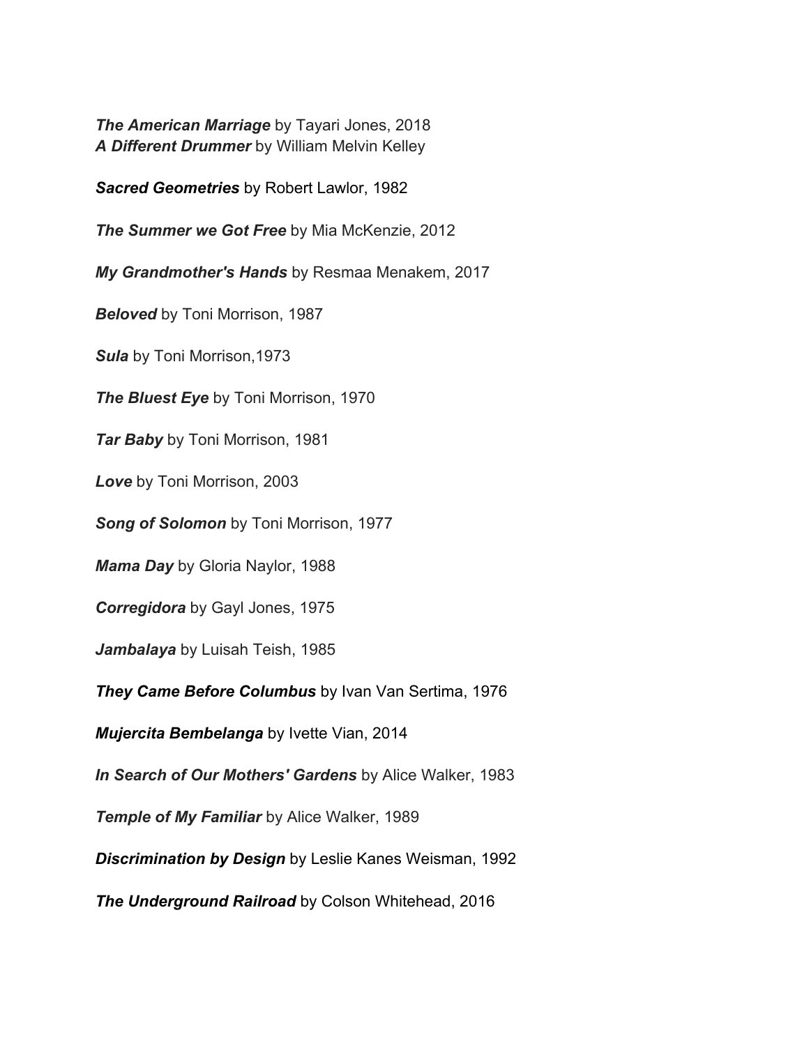***The American Marriage*** by Tayari Jones, 2018
***A Different Drummer*** by William Melvin Kelley

***Sacred Geometries*** by Robert Lawlor, 1982

***The Summer we Got Free*** by Mia McKenzie, 2012

***My Grandmother's Hands*** by Resmaa Menakem, 2017

***Beloved*** by Toni Morrison, 1987

***Sula*** by Toni Morrison,1973

***The Bluest Eye*** by Toni Morrison, 1970

***Tar Baby*** by Toni Morrison, 1981

***Love*** by Toni Morrison, 2003

***Song of Solomon*** by Toni Morrison, 1977

***Mama Day*** by Gloria Naylor, 1988

***Corregidora*** by Gayl Jones, 1975

***Jambalaya*** by Luisah Teish, 1985

***They Came Before Columbus*** by Ivan Van Sertima, 1976

***Mujercita Bembelanga*** by Ivette Vian, 2014

***In Search of Our Mothers' Gardens*** by Alice Walker, 1983

***Temple of My Familiar*** by Alice Walker, 1989

***Discrimination by Design*** by Leslie Kanes Weisman, 1992

***The Underground Railroad*** by Colson Whitehead, 2016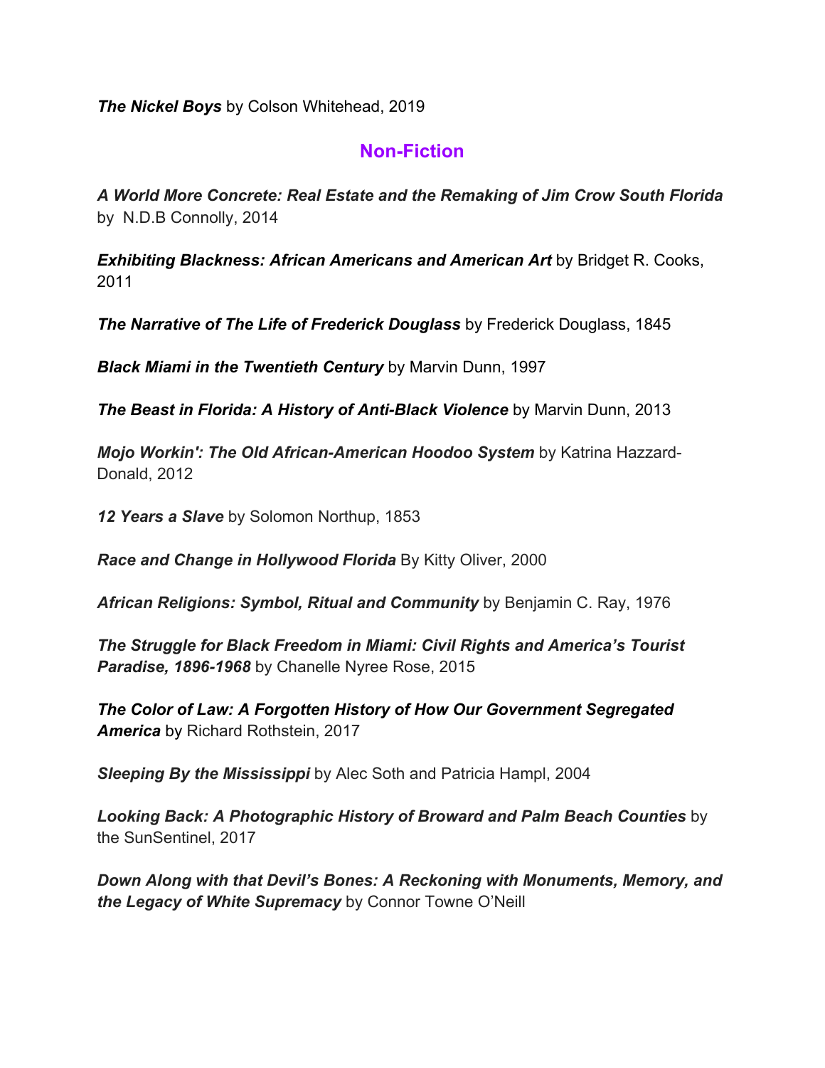***The Nickel Boys*** by Colson Whitehead, 2019

## Non-Fiction

***A World More Concrete: Real Estate and the Remaking of Jim Crow South Florida*** by N.D.B Connolly, 2014

***Exhibiting Blackness: African Americans and American Art*** by Bridget R. Cooks, 2011

***The Narrative of The Life of Frederick Douglass*** by Frederick Douglass, 1845

***Black Miami in the Twentieth Century*** by Marvin Dunn, 1997

***The Beast in Florida: A History of Anti-Black Violence*** by Marvin Dunn, 2013

***Mojo Workin': The Old African-American Hoodoo System*** by Katrina Hazzard-Donald, 2012

***12 Years a Slave*** by Solomon Northup, 1853

***Race and Change in Hollywood Florida*** By Kitty Oliver, 2000

***African Religions: Symbol, Ritual and Community*** by Benjamin C. Ray, 1976

***The Struggle for Black Freedom in Miami: Civil Rights and America's Tourist Paradise, 1896-1968*** by Chanelle Nyree Rose, 2015

***The Color of Law: A Forgotten History of How Our Government Segregated America*** by Richard Rothstein, 2017

***Sleeping By the Mississippi*** by Alec Soth and Patricia Hampl, 2004

***Looking Back: A Photographic History of Broward and Palm Beach Counties*** by the SunSentinel, 2017

***Down Along with that Devil's Bones: A Reckoning with Monuments, Memory, and the Legacy of White Supremacy*** by Connor Towne O'Neill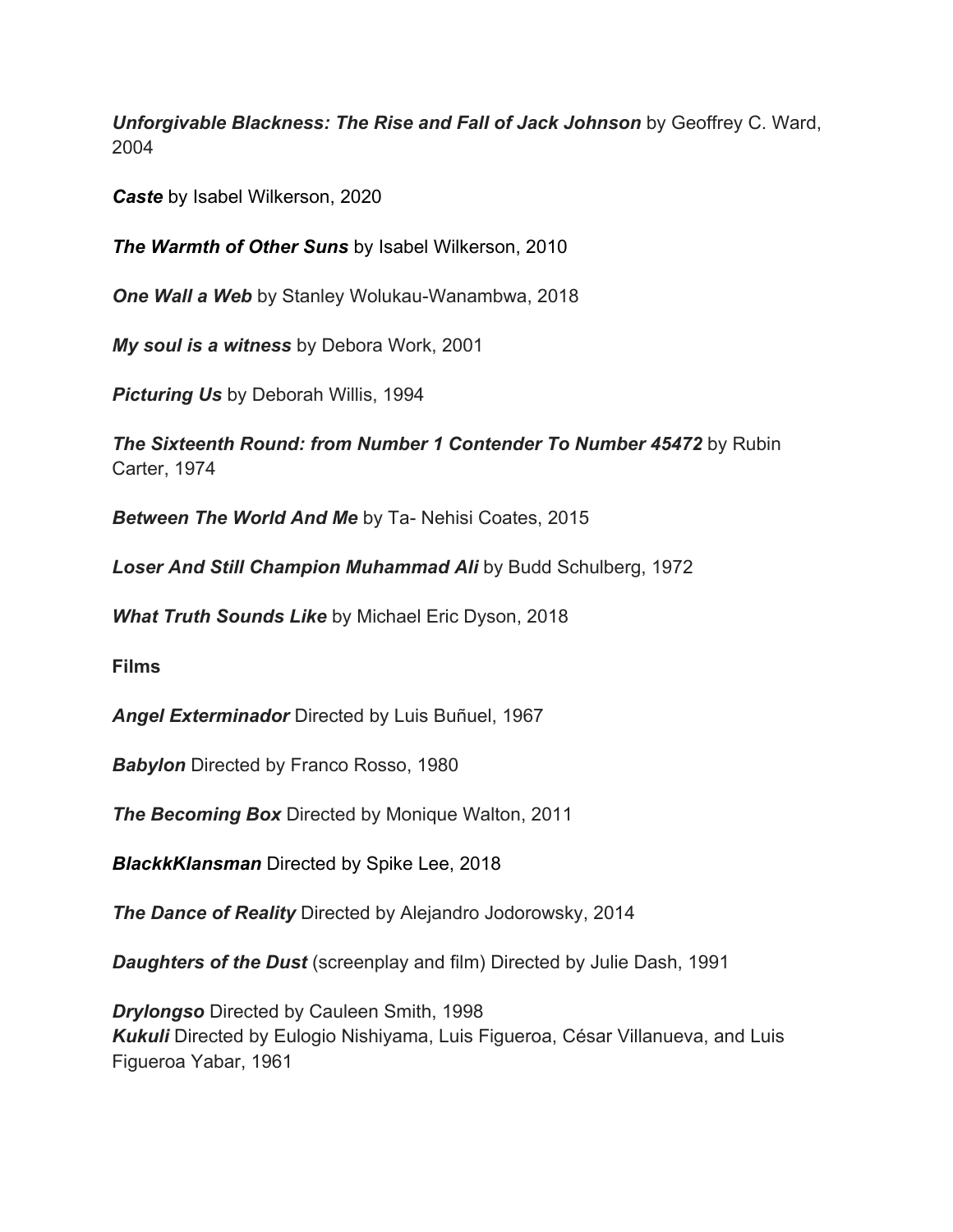***Unforgivable Blackness: The Rise and Fall of Jack Johnson*** by Geoffrey C. Ward, 2004

***Caste*** by Isabel Wilkerson, 2020

***The Warmth of Other Suns*** by Isabel Wilkerson, 2010

***One Wall a Web*** by Stanley Wolukau-Wanambwa, 2018

***My soul is a witness*** by Debora Work, 2001

***Picturing Us*** by Deborah Willis, 1994

***The Sixteenth Round: from Number 1 Contender To Number 45472*** by Rubin Carter, 1974

***Between The World And Me*** by Ta- Nehisi Coates, 2015

***Loser And Still Champion Muhammad Ali*** by Budd Schulberg, 1972

***What Truth Sounds Like*** by Michael Eric Dyson, 2018

**Films**

***Angel Exterminador*** Directed by Luis Buñuel, 1967

***Babylon*** Directed by Franco Rosso, 1980

***The Becoming Box*** Directed by Monique Walton, 2011

***BlackkKlansman*** Directed by Spike Lee, 2018

***The Dance of Reality*** Directed by Alejandro Jodorowsky, 2014

***Daughters of the Dust*** (screenplay and film) Directed by Julie Dash, 1991

***Drylongso*** Directed by Cauleen Smith, 1998

***Kukuli*** Directed by Eulogio Nishiyama, Luis Figueroa, César Villanueva, and Luis Figueroa Yabar, 1961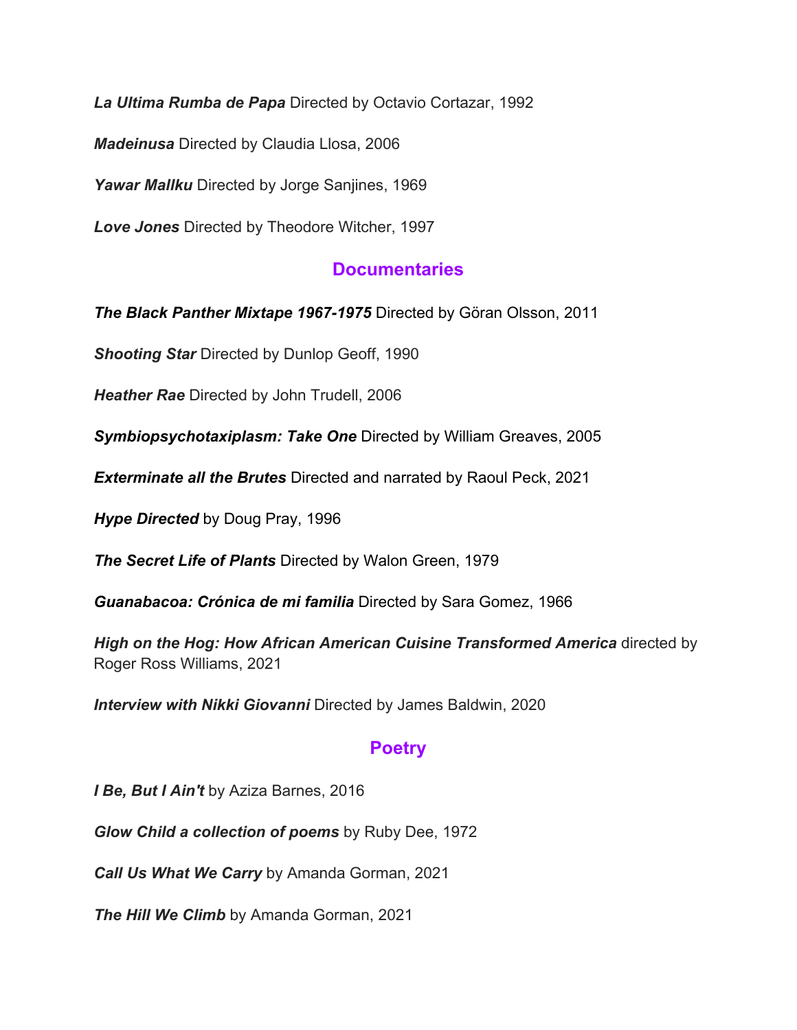***La Ultima Rumba de Papa*** Directed by Octavio Cortazar, 1992

***Madeinusa*** Directed by Claudia Llosa, 2006

***Yawar Mallku*** Directed by Jorge Sanjines, 1969

***Love Jones*** Directed by Theodore Witcher, 1997

## Documentaries

***The Black Panther Mixtape 1967-1975*** Directed by Göran Olsson, 2011

***Shooting Star*** Directed by Dunlop Geoff, 1990

***Heather Rae*** Directed by John Trudell, 2006

***Symbiopsychotaxiplasm: Take One*** Directed by William Greaves, 2005

***Exterminate all the Brutes*** Directed and narrated by Raoul Peck, 2021

***Hype Directed*** by Doug Pray, 1996

***The Secret Life of Plants*** Directed by Walon Green, 1979

***Guanabacoa: Crónica de mi familia*** Directed by Sara Gomez, 1966

***High on the Hog: How African American Cuisine Transformed America*** directed by Roger Ross Williams, 2021

***Interview with Nikki Giovanni*** Directed by James Baldwin, 2020

## Poetry

***I Be, But I Ain't*** by Aziza Barnes, 2016

***Glow Child a collection of poems*** by Ruby Dee, 1972

***Call Us What We Carry*** by Amanda Gorman, 2021

***The Hill We Climb*** by Amanda Gorman, 2021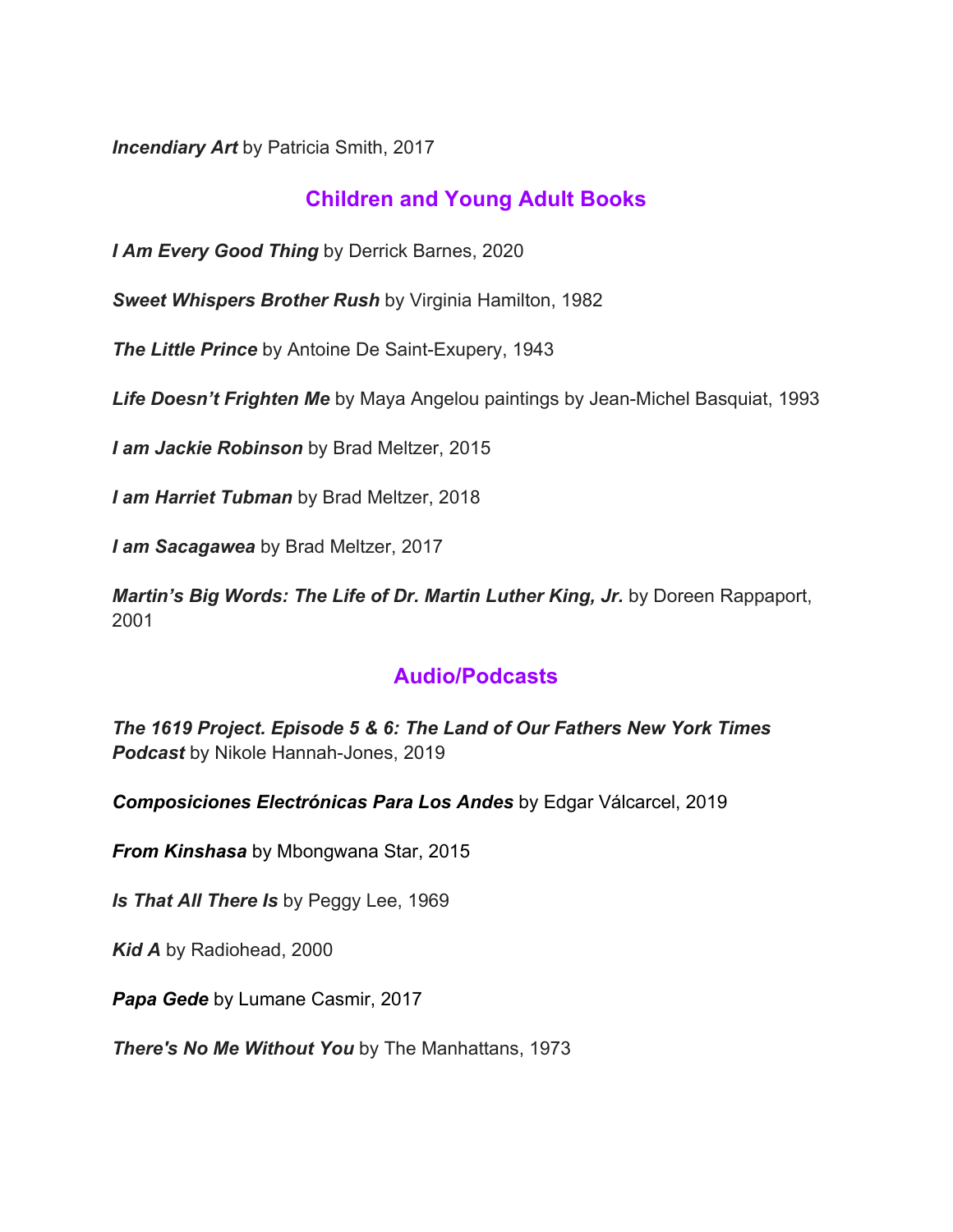***Incendiary Art*** by Patricia Smith, 2017

## Children and Young Adult Books

***I Am Every Good Thing*** by Derrick Barnes, 2020

***Sweet Whispers Brother Rush*** by Virginia Hamilton, 1982

***The Little Prince*** by Antoine De Saint-Exupery, 1943

***Life Doesn't Frighten Me*** by Maya Angelou paintings by Jean-Michel Basquiat, 1993

***I am Jackie Robinson*** by Brad Meltzer, 2015

***I am Harriet Tubman*** by Brad Meltzer, 2018

***I am Sacagawea*** by Brad Meltzer, 2017

***Martin's Big Words: The Life of Dr. Martin Luther King, Jr.*** by Doreen Rappaport, 2001

## Audio/Podcasts

***The 1619 Project. Episode 5 & 6: The Land of Our Fathers New York Times Podcast*** by Nikole Hannah-Jones, 2019

***Composiciones Electrónicas Para Los Andes*** by Edgar Válcarcel, 2019

***From Kinshasa*** by Mbongwana Star, 2015

***Is That All There Is*** by Peggy Lee, 1969

***Kid A*** by Radiohead, 2000

***Papa Gede*** by Lumane Casmir, 2017

***There's No Me Without You*** by The Manhattans, 1973